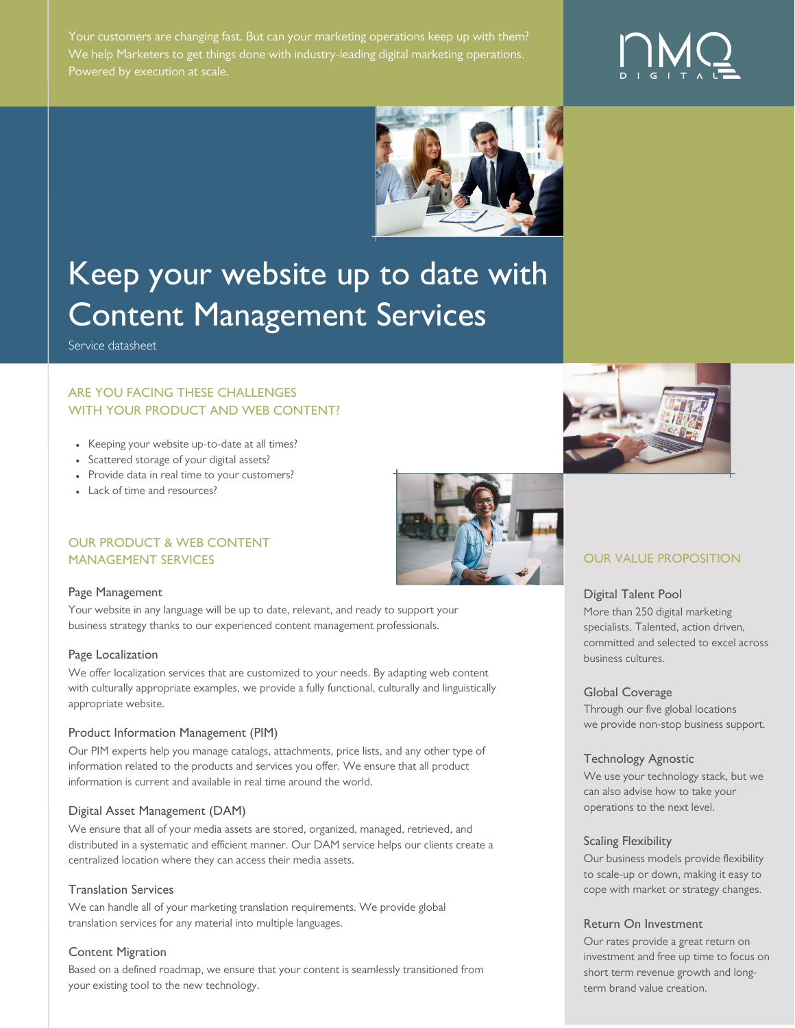Your customers are changing fast. But can your marketing operations keep up with them? We help Marketers to get things done with industry-leading digital marketing operations. Powered by execution at scale.

NMQ DIGITAL

# Keep your website up to date with Content Management Services

Service datasheet

## ARE YOU FACING THESE CHALLENGES WITH YOUR PRODUCT AND WEB CONTENT?

- Keeping your website up-to-date at all times?
- Scattered storage of your digital assets?
- Provide data in real time to your customers?
- Lack of time and resources?

## OUR PRODUCT & WEB CONTENT MANAGEMENT SERVICES

### Page Management

Your website in any language will be up to date, relevant, and ready to support your business strategy thanks to our experienced content management professionals.

### Page Localization

We offer localization services that are customized to your needs. By adapting web content with culturally appropriate examples, we provide a fully functional, culturally and linguistically appropriate website.

### Product Information Management (PIM)

Our PIM experts help you manage catalogs, attachments, price lists, and any other type of information related to the products and services you offer. We ensure that all product information is current and available in real time around the world.

### Digital Asset Management (DAM)

We ensure that all of your media assets are stored, organized, managed, retrieved, and distributed in a systematic and efficient manner. Our DAM service helps our clients create a centralized location where they can access their media assets.

### Translation Services

We can handle all of your marketing translation requirements. We provide global translation services for any material into multiple languages.

### Content Migration

Based on a defined roadmap, we ensure that your content is seamlessly transitioned from your existing tool to the new technology.

## OUR VALUE PROPOSITION

### Digital Talent Pool

More than 250 digital marketing specialists. Talented, action driven, committed and selected to excel across business cultures.

### Global Coverage

Through our five global locations we provide non-stop business support.

### Technology Agnostic

We use your technology stack, but we can also advise how to take your operations to the next level.

### Scaling Flexibility

Our business models provide flexibility to scale-up or down, making it easy to cope with market or strategy changes.

### Return On Investment

Our rates provide a great return on investment and free up time to focus on short term revenue growth and long-term brand value creation.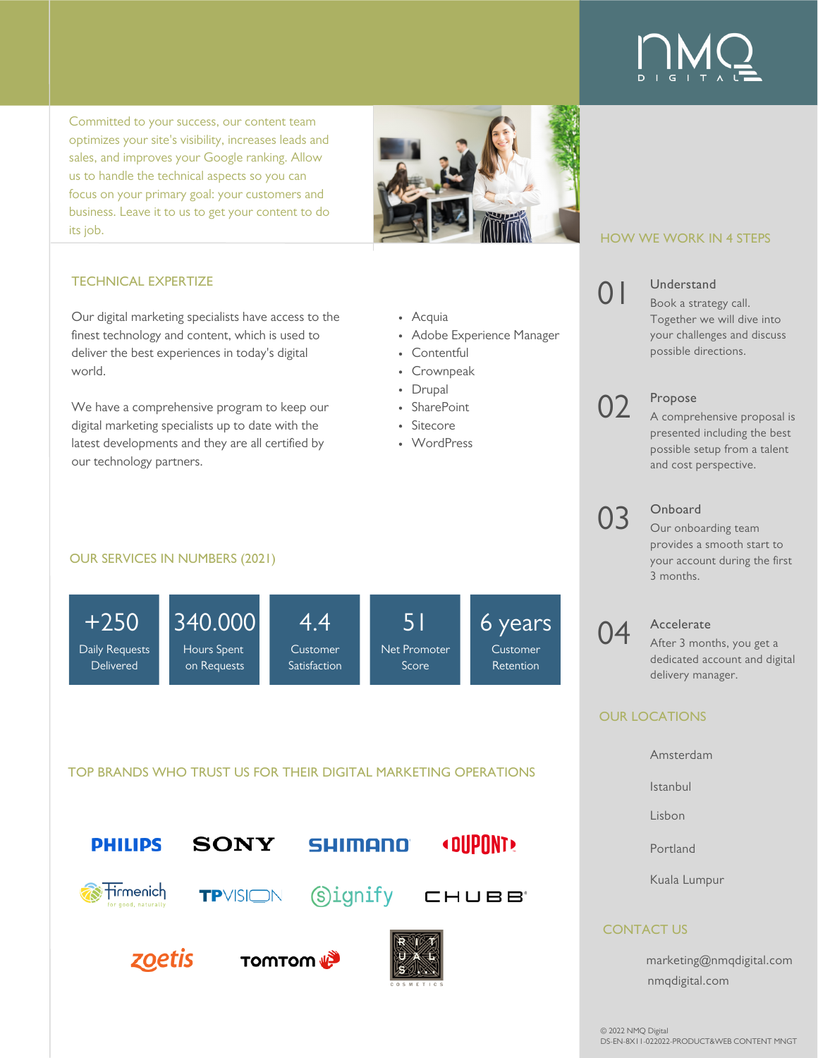NMQ DIGITAL

Committed to your success, our content team optimizes your site's visibility, increases leads and sales, and improves your Google ranking. Allow us to handle the technical aspects so you can focus on your primary goal: your customers and business. Leave it to us to get your content to do its job.

## TECHNICAL EXPERTIZE

Our digital marketing specialists have access to the finest technology and content, which is used to deliver the best experiences in today's digital world.

We have a comprehensive program to keep our digital marketing specialists up to date with the latest developments and they are all certified by our technology partners.

- Acquia
- Adobe Experience Manager
- Contentful
- Crownpeak
- Drupal
- SharePoint
- Sitecore
- WordPress

## OUR SERVICES IN NUMBERS (2021)

| +250 | 340.000 | 4.4 | 51 | 6 years |
|---|---|---|---|---|
| Daily Requests Delivered | Hours Spent on Requests | Customer Satisfaction | Net Promoter Score | Customer Retention |

## TOP BRANDS WHO TRUST US FOR THEIR DIGITAL MARKETING OPERATIONS

PHILIPS, SONY, SHIMANO, DUPONT, Firmenich, TPVISION, Signify, CHUBB, zoetis, TOMTOM, RITUALS COSMETICS

## HOW WE WORK IN 4 STEPS

**01 Understand**
Book a strategy call. Together we will dive into your challenges and discuss possible directions.

**02 Propose**
A comprehensive proposal is presented including the best possible setup from a talent and cost perspective.

**03 Onboard**
Our onboarding team provides a smooth start to your account during the first 3 months.

**04 Accelerate**
After 3 months, you get a dedicated account and digital delivery manager.

## OUR LOCATIONS

Amsterdam

Istanbul

Lisbon

Portland

Kuala Lumpur

## CONTACT US

marketing@nmqdigital.com
nmqdigital.com

© 2022 NMQ Digital
DS-EN-BX11-022022-PRODUCT&WEB CONTENT MNGT